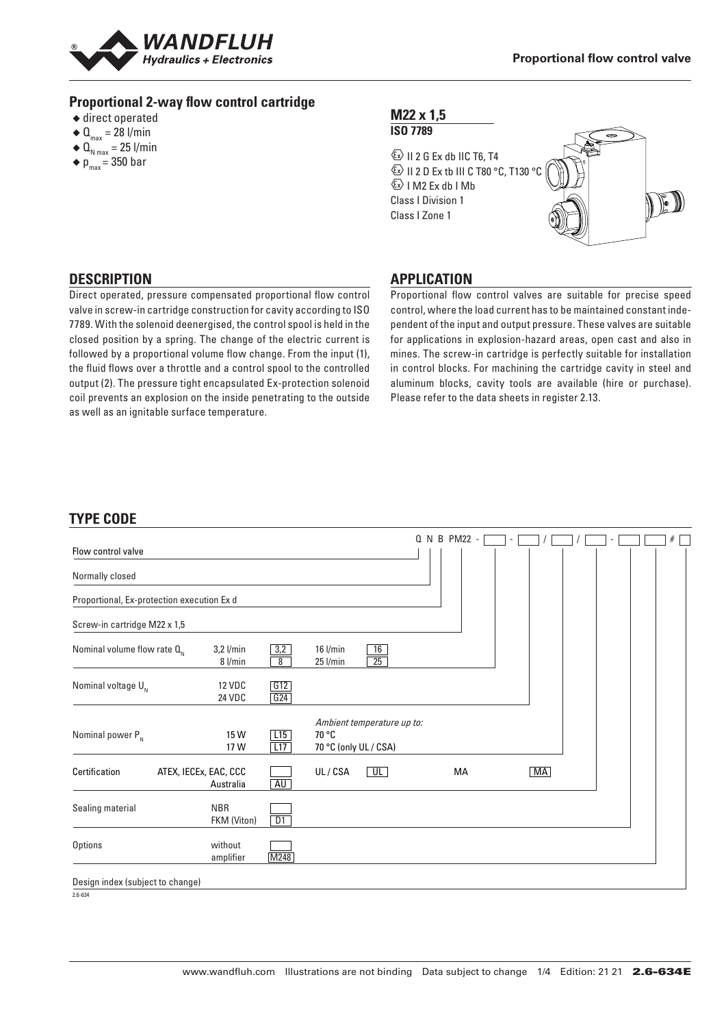**Proportional flow control valve**

## Proportional 2-way flow control cartridge

- direct operated
- $Q_{max}$ = 28 l/min
- $Q_{N\,max}$ = 25 l/min
- $p_{max}$ = 350 bar

### M22 x 1,5
**ISO 7789**

Ex II 2 G Ex db IIC T6, T4
Ex II 2 D Ex tb III C T80 °C, T130 °C
Ex I M2 Ex db I Mb
Class I Division 1
Class I Zone 1

## DESCRIPTION

Direct operated, pressure compensated proportional flow control valve in screw-in cartridge construction for cavity according to ISO 7789. With the solenoid deenergised, the control spool is held in the closed position by a spring. The change of the electric current is followed by a proportional volume flow change. From the input (1), the fluid flows over a throttle and a control spool to the controlled output (2). The pressure tight encapsulated Ex-protection solenoid coil prevents an explosion on the inside penetrating to the outside as well as an ignitable surface temperature.

## APPLICATION

Proportional flow control valves are suitable for precise speed control, where the load current has to be maintained constant independent of the input and output pressure. These valves are suitable for applications in explosion-hazard areas, open cast and also in mines. The screw-in cartridge is perfectly suitable for installation in control blocks. For machining the cartridge cavity in steel and aluminum blocks, cavity tools are available (hire or purchase). Please refer to the data sheets in register 2.13.

## TYPE CODE

Q N B PM22 - [ ] - [ ] / [ ] / [ ] - [ ] [ ] # [ ]

| | | | | |
|---|---|---|---|---|
| Flow control valve | Q | | | |
| Normally closed | N | | | |
| Proportional, Ex-protection execution Ex d | B | | | |
| Screw-in cartridge M22 x 1,5 | PM22 | | | |
| Nominal volume flow rate $Q_N$ | 3,2 l/min: 3,2 | 8 l/min: 8 | 16 l/min: 16 | 25 l/min: 25 |
| Nominal voltage $U_N$ | 12 VDC: G12 | 24 VDC: G24 | | |
| Nominal power $P_N$ (Ambient temperature up to:) | 15 W: L15 (70 °C) | 17 W: L17 (70 °C (only UL / CSA)) | | |
| Certification | ATEX, IECEx, EAC, CCC: (blank) | Australia: AU | UL / CSA: UL | MA: MA |
| Sealing material | NBR: (blank) | FKM (Viton): D1 | | |
| Options | without amplifier: (blank) | M248 | | |
| Design index (subject to change) | | | | |

2.6-634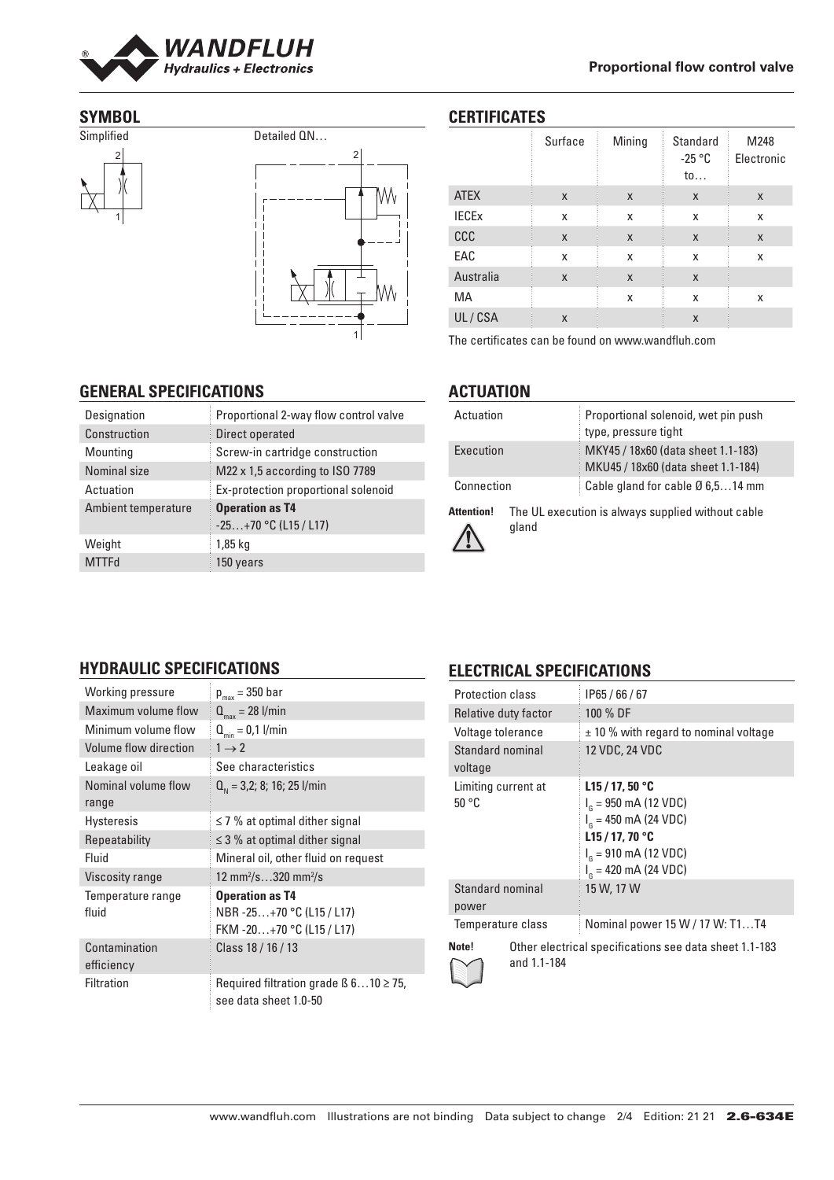## SYMBOL

Simplified

Detailed QN…

## CERTIFICATES

| | Surface | Mining | Standard -25 °C to… | M248 Electronic |
|---|---|---|---|---|
| ATEX | x | x | x | x |
| IECEx | x | x | x | x |
| CCC | x | x | x | x |
| EAC | x | x | x | x |
| Australia | x | x | x | |
| MA | | x | x | x |
| UL / CSA | x | | x | |

The certificates can be found on www.wandfluh.com

## GENERAL SPECIFICATIONS

| | |
|---|---|
| Designation | Proportional 2-way flow control valve |
| Construction | Direct operated |
| Mounting | Screw-in cartridge construction |
| Nominal size | M22 x 1,5 according to ISO 7789 |
| Actuation | Ex-protection proportional solenoid |
| Ambient temperature | **Operation as T4** -25…+70 °C (L15 / L17) |
| Weight | 1,85 kg |
| MTTFd | 150 years |

## ACTUATION

| | |
|---|---|
| Actuation | Proportional solenoid, wet pin push type, pressure tight |
| Execution | MKY45 / 18x60 (data sheet 1.1-183) MKU45 / 18x60 (data sheet 1.1-184) |
| Connection | Cable gland for cable Ø 6,5…14 mm |

**Attention!** The UL execution is always supplied without cable gland

## HYDRAULIC SPECIFICATIONS

| | |
|---|---|
| Working pressure | $p_{max}$ = 350 bar |
| Maximum volume flow | $Q_{max}$ = 28 l/min |
| Minimum volume flow | $Q_{min}$ = 0,1 l/min |
| Volume flow direction | 1 → 2 |
| Leakage oil | See characteristics |
| Nominal volume flow range | $Q_N$ = 3,2; 8; 16; 25 l/min |
| Hysteresis | ≤ 7 % at optimal dither signal |
| Repeatability | ≤ 3 % at optimal dither signal |
| Fluid | Mineral oil, other fluid on request |
| Viscosity range | 12 mm²/s…320 mm²/s |
| Temperature range fluid | **Operation as T4** NBR -25…+70 °C (L15 / L17) FKM -20…+70 °C (L15 / L17) |
| Contamination efficiency | Class 18 / 16 / 13 |
| Filtration | Required filtration grade ß 6…10 ≥ 75, see data sheet 1.0-50 |

## ELECTRICAL SPECIFICATIONS

| | |
|---|---|
| Protection class | IP65 / 66 / 67 |
| Relative duty factor | 100 % DF |
| Voltage tolerance | ± 10 % with regard to nominal voltage |
| Standard nominal voltage | 12 VDC, 24 VDC |
| Limiting current at 50 °C | **L15 / 17, 50 °C** $I_G$ = 950 mA (12 VDC) $I_G$ = 450 mA (24 VDC) **L15 / 17, 70 °C** $I_G$ = 910 mA (12 VDC) $I_G$ = 420 mA (24 VDC) |
| Standard nominal power | 15 W, 17 W |
| Temperature class | Nominal power 15 W / 17 W: T1…T4 |

**Note!** Other electrical specifications see data sheet 1.1-183 and 1.1-184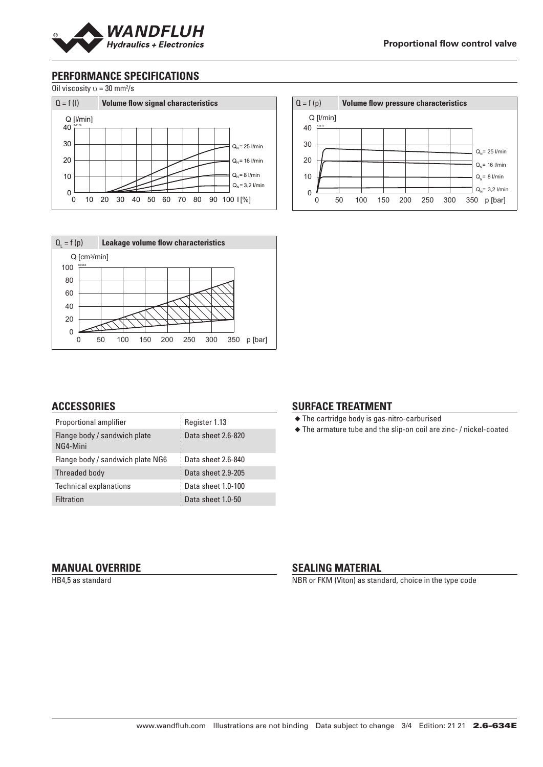## PERFORMANCE SPECIFICATIONS

Oil viscosity $\upsilon = 30$ mm²/s

$Q = f (I)$ **Volume flow signal characteristics**

$Q = f (p)$ **Volume flow pressure characteristics**

$Q_L = f (p)$ **Leakage volume flow characteristics**

## ACCESSORIES

| | |
|---|---|
| Proportional amplifier | Register 1.13 |
| Flange body / sandwich plate NG4-Mini | Data sheet 2.6-820 |
| Flange body / sandwich plate NG6 | Data sheet 2.6-840 |
| Threaded body | Data sheet 2.9-205 |
| Technical explanations | Data sheet 1.0-100 |
| Filtration | Data sheet 1.0-50 |

## SURFACE TREATMENT

- The cartridge body is gas-nitro-carburised
- The armature tube and the slip-on coil are zinc- / nickel-coated

## MANUAL OVERRIDE

HB4,5 as standard

## SEALING MATERIAL

NBR or FKM (Viton) as standard, choice in the type code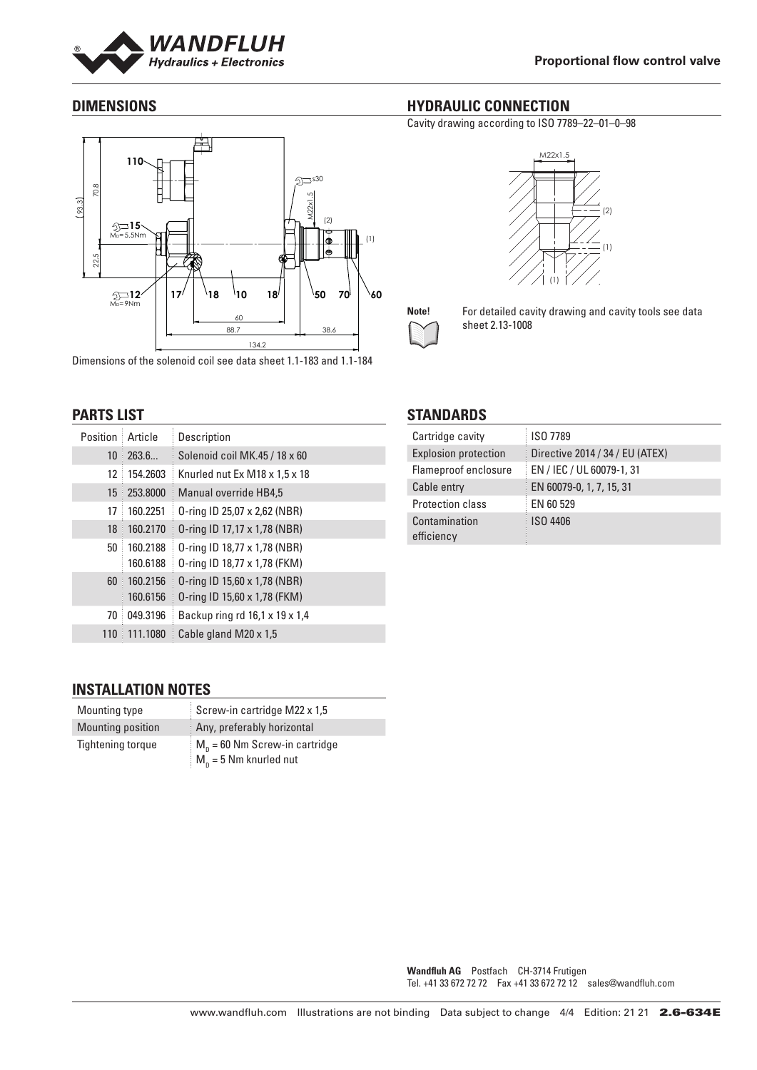## DIMENSIONS

110
70.8
(93.3)
22.5
15
$M_D$= 5.5Nm
12
$M_D$=9Nm
17
18
10
18
50
70
60
s30
M22x1.5
(2)
(1)
60
88.7
38.6
134.2

Dimensions of the solenoid coil see data sheet 1.1-183 and 1.1-184

## HYDRAULIC CONNECTION

Cavity drawing according to ISO 7789–22–01–0–98

M22x1.5
(2)
(1)
(1)

**Note!** For detailed cavity drawing and cavity tools see data sheet 2.13-1008

## PARTS LIST

| Position | Article | Description |
|---|---|---|
| 10 | 263.6... | Solenoid coil MK.45 / 18 x 60 |
| 12 | 154.2603 | Knurled nut Ex M18 x 1,5 x 18 |
| 15 | 253.8000 | Manual override HB4,5 |
| 17 | 160.2251 | O-ring ID 25,07 x 2,62 (NBR) |
| 18 | 160.2170 | O-ring ID 17,17 x 1,78 (NBR) |
| 50 | 160.2188<br>160.6188 | O-ring ID 18,77 x 1,78 (NBR)<br>O-ring ID 18,77 x 1,78 (FKM) |
| 60 | 160.2156<br>160.6156 | O-ring ID 15,60 x 1,78 (NBR)<br>O-ring ID 15,60 x 1,78 (FKM) |
| 70 | 049.3196 | Backup ring rd 16,1 x 19 x 1,4 |
| 110 | 111.1080 | Cable gland M20 x 1,5 |

## STANDARDS

| | |
|---|---|
| Cartridge cavity | ISO 7789 |
| Explosion protection | Directive 2014 / 34 / EU (ATEX) |
| Flameproof enclosure | EN / IEC / UL 60079-1, 31 |
| Cable entry | EN 60079-0, 1, 7, 15, 31 |
| Protection class | EN 60 529 |
| Contamination efficiency | ISO 4406 |

## INSTALLATION NOTES

| | |
|---|---|
| Mounting type | Screw-in cartridge M22 x 1,5 |
| Mounting position | Any, preferably horizontal |
| Tightening torque | $M_D$ = 60 Nm Screw-in cartridge<br>$M_D$ = 5 Nm knurled nut |

**Wandfluh AG** Postfach CH-3714 Frutigen
Tel. +41 33 672 72 72 Fax +41 33 672 72 12 sales@wandfluh.com